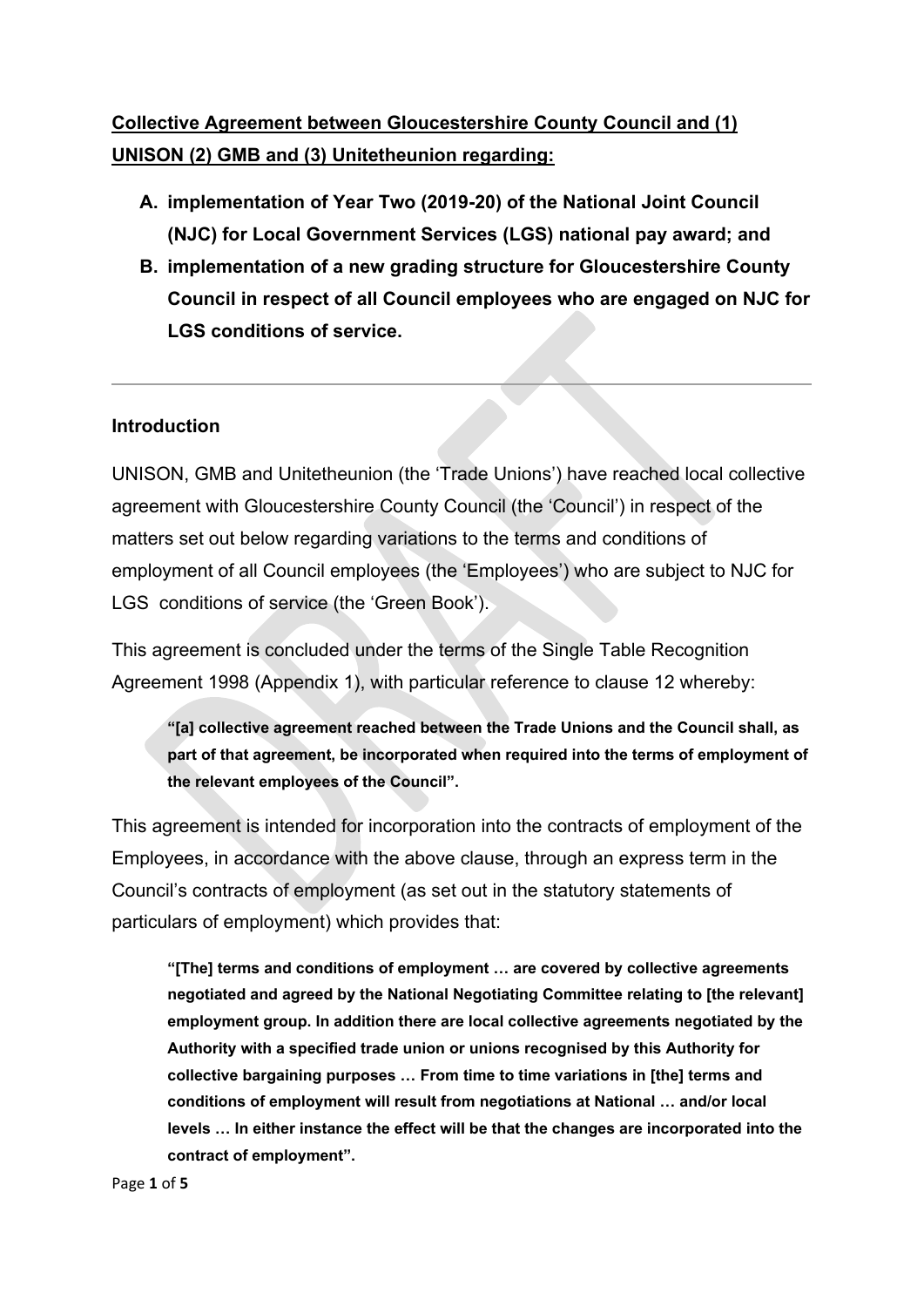**Collective Agreement between Gloucestershire County Council and (1) UNISON (2) GMB and (3) Unitetheunion regarding:**

**A. implementation of Year Two (2019-20) of the National Joint Council (NJC) for Local Government Services (LGS) national pay award; and**

**B. implementation of a new grading structure for Gloucestershire County Council in respect of all Council employees who are engaged on NJC for LGS conditions of service.**

---

## Introduction

UNISON, GMB and Unitetheunion (the 'Trade Unions') have reached local collective agreement with Gloucestershire County Council (the 'Council') in respect of the matters set out below regarding variations to the terms and conditions of employment of all Council employees (the 'Employees') who are subject to NJC for LGS conditions of service (the 'Green Book').

This agreement is concluded under the terms of the Single Table Recognition Agreement 1998 (Appendix 1), with particular reference to clause 12 whereby:

> **"[a] collective agreement reached between the Trade Unions and the Council shall, as part of that agreement, be incorporated when required into the terms of employment of the relevant employees of the Council".**

This agreement is intended for incorporation into the contracts of employment of the Employees, in accordance with the above clause, through an express term in the Council's contracts of employment (as set out in the statutory statements of particulars of employment) which provides that:

> **"[The] terms and conditions of employment … are covered by collective agreements negotiated and agreed by the National Negotiating Committee relating to [the relevant] employment group. In addition there are local collective agreements negotiated by the Authority with a specified trade union or unions recognised by this Authority for collective bargaining purposes … From time to time variations in [the] terms and conditions of employment will result from negotiations at National … and/or local levels … In either instance the effect will be that the changes are incorporated into the contract of employment".**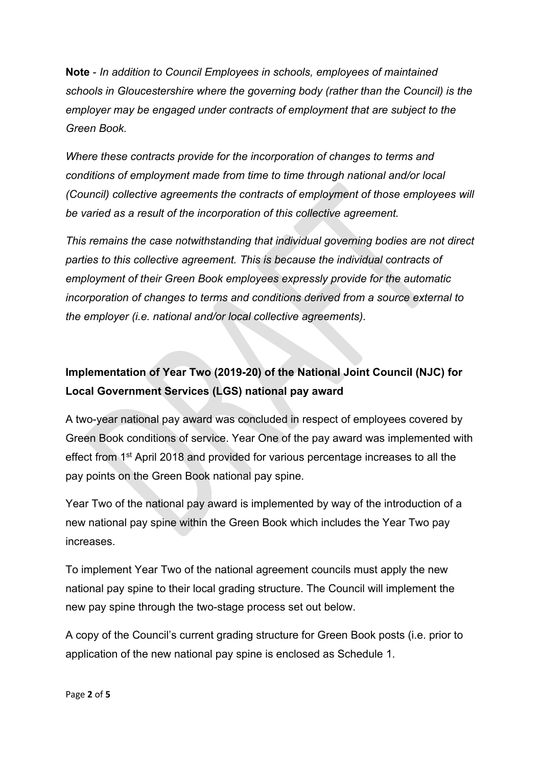**Note** - *In addition to Council Employees in schools, employees of maintained schools in Gloucestershire where the governing body (rather than the Council) is the employer may be engaged under contracts of employment that are subject to the Green Book.*

*Where these contracts provide for the incorporation of changes to terms and conditions of employment made from time to time through national and/or local (Council) collective agreements the contracts of employment of those employees will be varied as a result of the incorporation of this collective agreement.*

*This remains the case notwithstanding that individual governing bodies are not direct parties to this collective agreement. This is because the individual contracts of employment of their Green Book employees expressly provide for the automatic incorporation of changes to terms and conditions derived from a source external to the employer (i.e. national and/or local collective agreements).*

**Implementation of Year Two (2019-20) of the National Joint Council (NJC) for Local Government Services (LGS) national pay award**

A two-year national pay award was concluded in respect of employees covered by Green Book conditions of service. Year One of the pay award was implemented with effect from 1st April 2018 and provided for various percentage increases to all the pay points on the Green Book national pay spine.

Year Two of the national pay award is implemented by way of the introduction of a new national pay spine within the Green Book which includes the Year Two pay increases.

To implement Year Two of the national agreement councils must apply the new national pay spine to their local grading structure. The Council will implement the new pay spine through the two-stage process set out below.

A copy of the Council's current grading structure for Green Book posts (i.e. prior to application of the new national pay spine is enclosed as Schedule 1.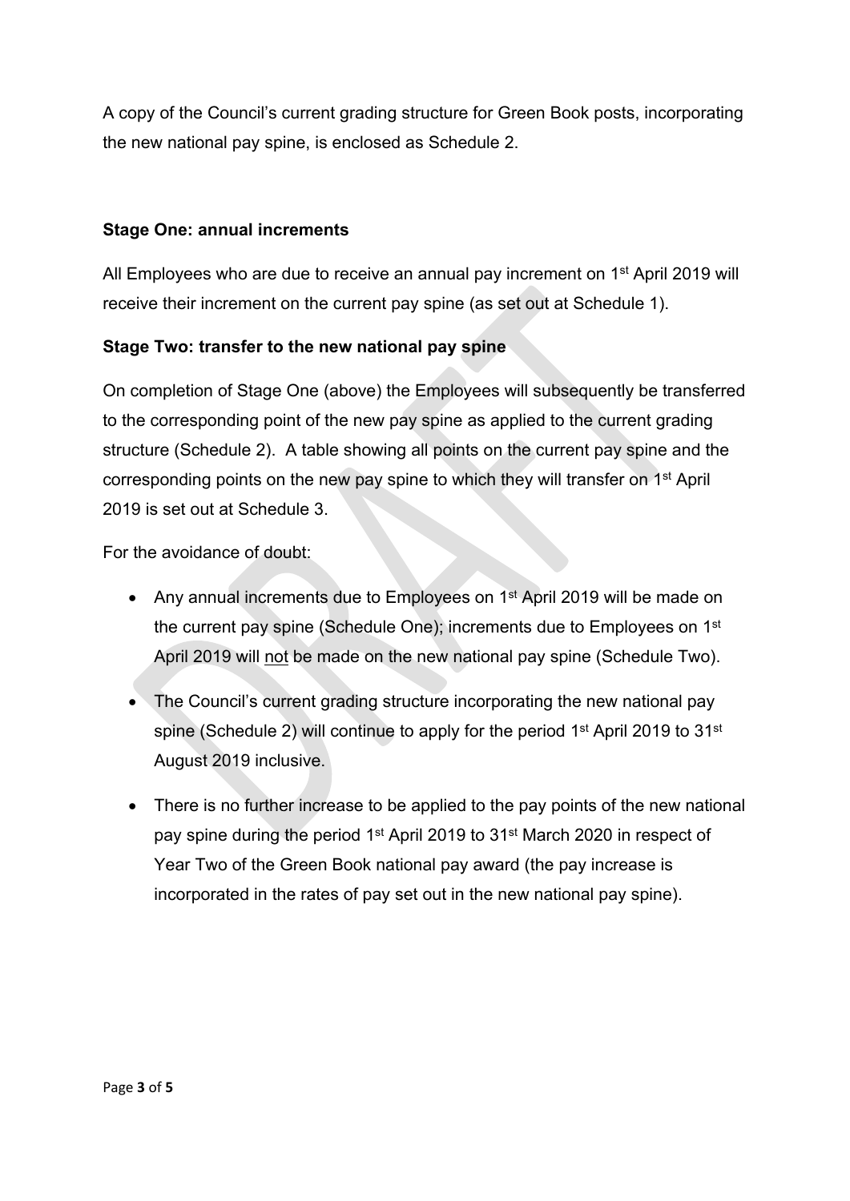A copy of the Council's current grading structure for Green Book posts, incorporating the new national pay spine, is enclosed as Schedule 2.

**Stage One: annual increments**

All Employees who are due to receive an annual pay increment on 1st April 2019 will receive their increment on the current pay spine (as set out at Schedule 1).

**Stage Two: transfer to the new national pay spine**

On completion of Stage One (above) the Employees will subsequently be transferred to the corresponding point of the new pay spine as applied to the current grading structure (Schedule 2). A table showing all points on the current pay spine and the corresponding points on the new pay spine to which they will transfer on 1st April 2019 is set out at Schedule 3.

For the avoidance of doubt:

- Any annual increments due to Employees on 1st April 2019 will be made on the current pay spine (Schedule One); increments due to Employees on 1st April 2019 will not be made on the new national pay spine (Schedule Two).
- The Council's current grading structure incorporating the new national pay spine (Schedule 2) will continue to apply for the period 1st April 2019 to 31st August 2019 inclusive.
- There is no further increase to be applied to the pay points of the new national pay spine during the period 1st April 2019 to 31st March 2020 in respect of Year Two of the Green Book national pay award (the pay increase is incorporated in the rates of pay set out in the new national pay spine).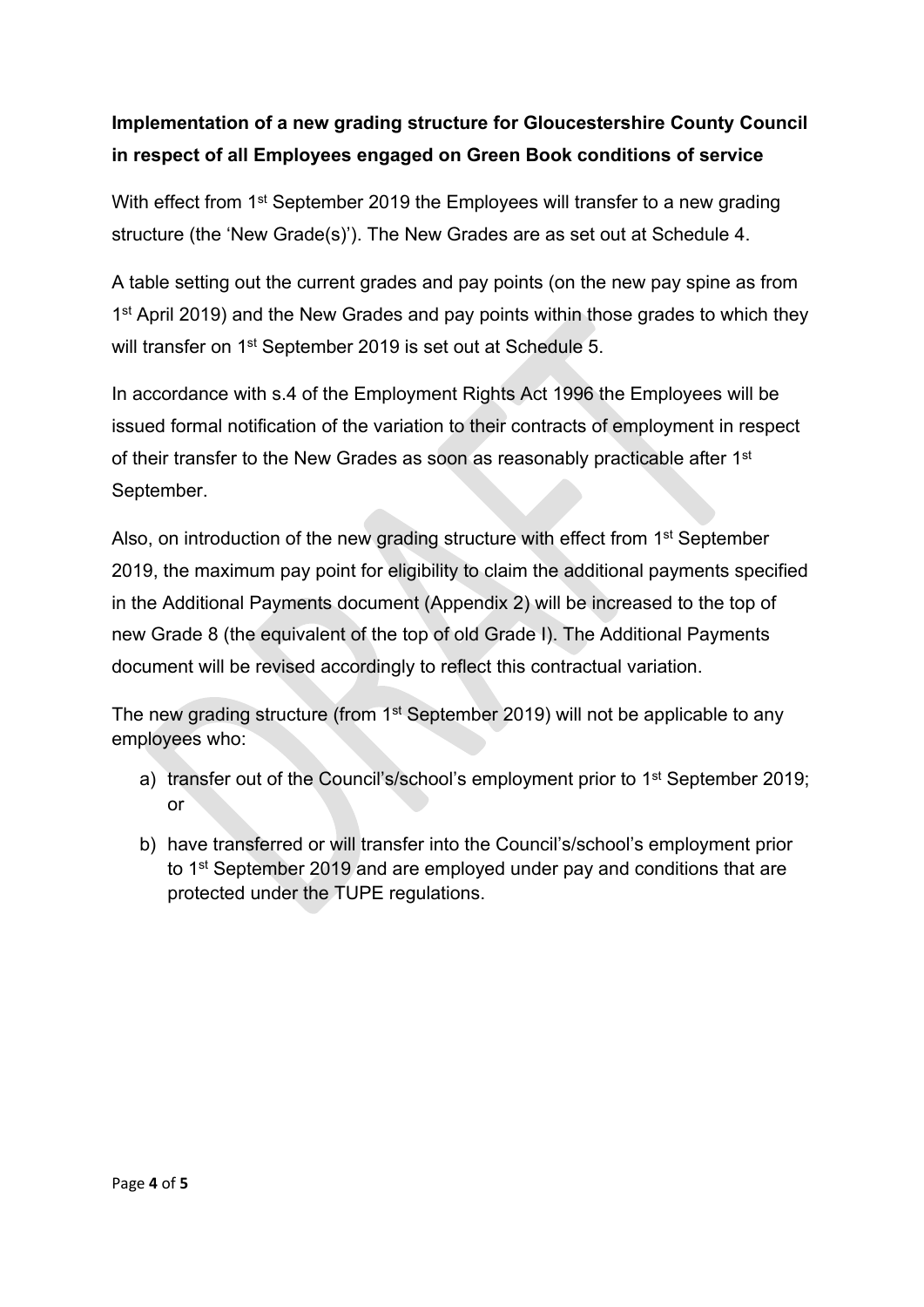**Implementation of a new grading structure for Gloucestershire County Council in respect of all Employees engaged on Green Book conditions of service**

With effect from 1st September 2019 the Employees will transfer to a new grading structure (the 'New Grade(s)'). The New Grades are as set out at Schedule 4.

A table setting out the current grades and pay points (on the new pay spine as from 1st April 2019) and the New Grades and pay points within those grades to which they will transfer on 1st September 2019 is set out at Schedule 5.

In accordance with s.4 of the Employment Rights Act 1996 the Employees will be issued formal notification of the variation to their contracts of employment in respect of their transfer to the New Grades as soon as reasonably practicable after 1st September.

Also, on introduction of the new grading structure with effect from 1st September 2019, the maximum pay point for eligibility to claim the additional payments specified in the Additional Payments document (Appendix 2) will be increased to the top of new Grade 8 (the equivalent of the top of old Grade I). The Additional Payments document will be revised accordingly to reflect this contractual variation.

The new grading structure (from 1st September 2019) will not be applicable to any employees who:

a) transfer out of the Council's/school's employment prior to 1st September 2019; or

b) have transferred or will transfer into the Council's/school's employment prior to 1st September 2019 and are employed under pay and conditions that are protected under the TUPE regulations.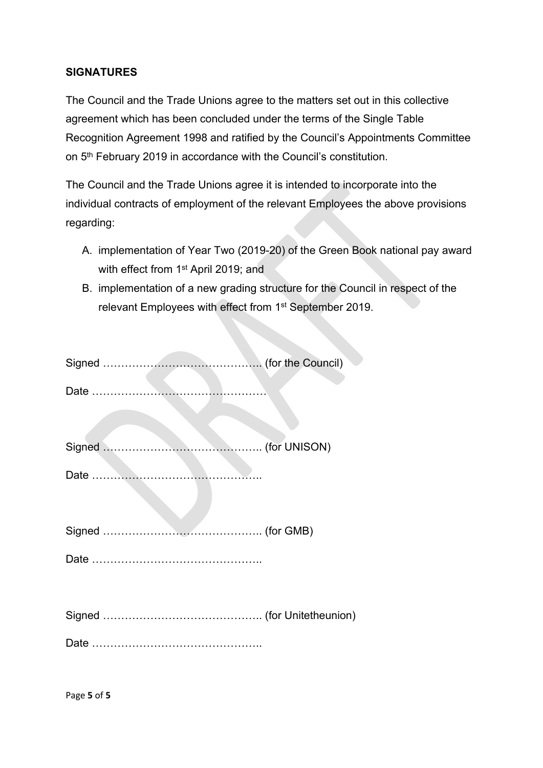**SIGNATURES**

The Council and the Trade Unions agree to the matters set out in this collective agreement which has been concluded under the terms of the Single Table Recognition Agreement 1998 and ratified by the Council's Appointments Committee on 5th February 2019 in accordance with the Council's constitution.

The Council and the Trade Unions agree it is intended to incorporate into the individual contracts of employment of the relevant Employees the above provisions regarding:

A. implementation of Year Two (2019-20) of the Green Book national pay award with effect from 1st April 2019; and
B. implementation of a new grading structure for the Council in respect of the relevant Employees with effect from 1st September 2019.

Signed …………………………………….. (for the Council)

Date …………………………………………

Signed …………………………………….. (for UNISON)

Date ………………………………………..

Signed …………………………………….. (for GMB)

Date ………………………………………..

Signed …………………………………….. (for Unitetheunion)

Date ………………………………………..